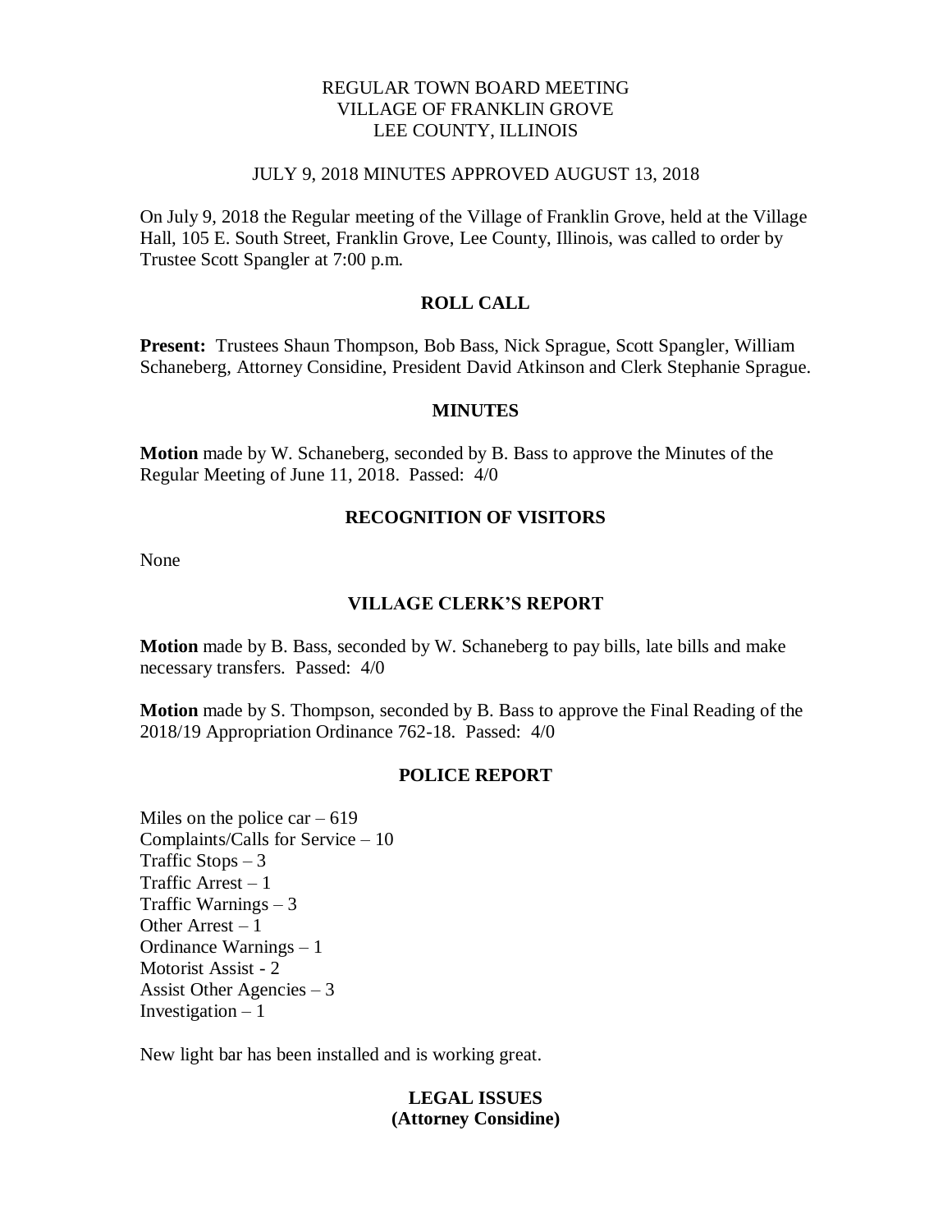# REGULAR TOWN BOARD MEETING
# VILLAGE OF FRANKLIN GROVE
# LEE COUNTY, ILLINOIS

JULY 9, 2018 MINUTES APPROVED AUGUST 13, 2018

On July 9, 2018 the Regular meeting of the Village of Franklin Grove, held at the Village Hall, 105 E. South Street, Franklin Grove, Lee County, Illinois, was called to order by Trustee Scott Spangler at 7:00 p.m.

## ROLL CALL

**Present:** Trustees Shaun Thompson, Bob Bass, Nick Sprague, Scott Spangler, William Schaneberg, Attorney Considine, President David Atkinson and Clerk Stephanie Sprague.

## MINUTES

**Motion** made by W. Schaneberg, seconded by B. Bass to approve the Minutes of the Regular Meeting of June 11, 2018. Passed: 4/0

## RECOGNITION OF VISITORS

None

## VILLAGE CLERK'S REPORT

**Motion** made by B. Bass, seconded by W. Schaneberg to pay bills, late bills and make necessary transfers. Passed: 4/0

**Motion** made by S. Thompson, seconded by B. Bass to approve the Final Reading of the 2018/19 Appropriation Ordinance 762-18. Passed: 4/0

## POLICE REPORT

Miles on the police car – 619
Complaints/Calls for Service – 10
Traffic Stops – 3
Traffic Arrest – 1
Traffic Warnings – 3
Other Arrest – 1
Ordinance Warnings – 1
Motorist Assist - 2
Assist Other Agencies – 3
Investigation – 1

New light bar has been installed and is working great.

## LEGAL ISSUES
## (Attorney Considine)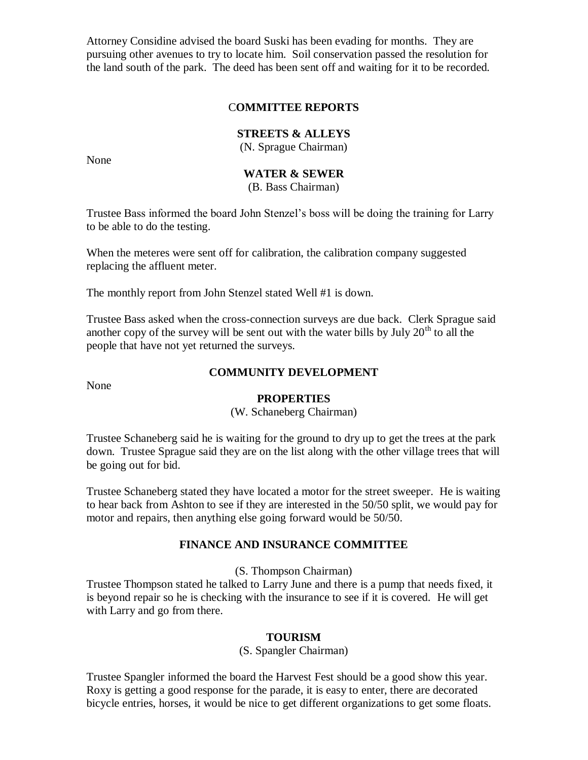Attorney Considine advised the board Suski has been evading for months. They are pursuing other avenues to try to locate him. Soil conservation passed the resolution for the land south of the park. The deed has been sent off and waiting for it to be recorded.

## COMMITTEE REPORTS

### STREETS & ALLEYS

(N. Sprague Chairman)

None

### WATER & SEWER

(B. Bass Chairman)

Trustee Bass informed the board John Stenzel's boss will be doing the training for Larry to be able to do the testing.

When the meteres were sent off for calibration, the calibration company suggested replacing the affluent meter.

The monthly report from John Stenzel stated Well #1 is down.

Trustee Bass asked when the cross-connection surveys are due back. Clerk Sprague said another copy of the survey will be sent out with the water bills by July 20th to all the people that have not yet returned the surveys.

### COMMUNITY DEVELOPMENT

None

### PROPERTIES

(W. Schaneberg Chairman)

Trustee Schaneberg said he is waiting for the ground to dry up to get the trees at the park down. Trustee Sprague said they are on the list along with the other village trees that will be going out for bid.

Trustee Schaneberg stated they have located a motor for the street sweeper. He is waiting to hear back from Ashton to see if they are interested in the 50/50 split, we would pay for motor and repairs, then anything else going forward would be 50/50.

### FINANCE AND INSURANCE COMMITTEE

(S. Thompson Chairman)

Trustee Thompson stated he talked to Larry June and there is a pump that needs fixed, it is beyond repair so he is checking with the insurance to see if it is covered. He will get with Larry and go from there.

### TOURISM

(S. Spangler Chairman)

Trustee Spangler informed the board the Harvest Fest should be a good show this year. Roxy is getting a good response for the parade, it is easy to enter, there are decorated bicycle entries, horses, it would be nice to get different organizations to get some floats.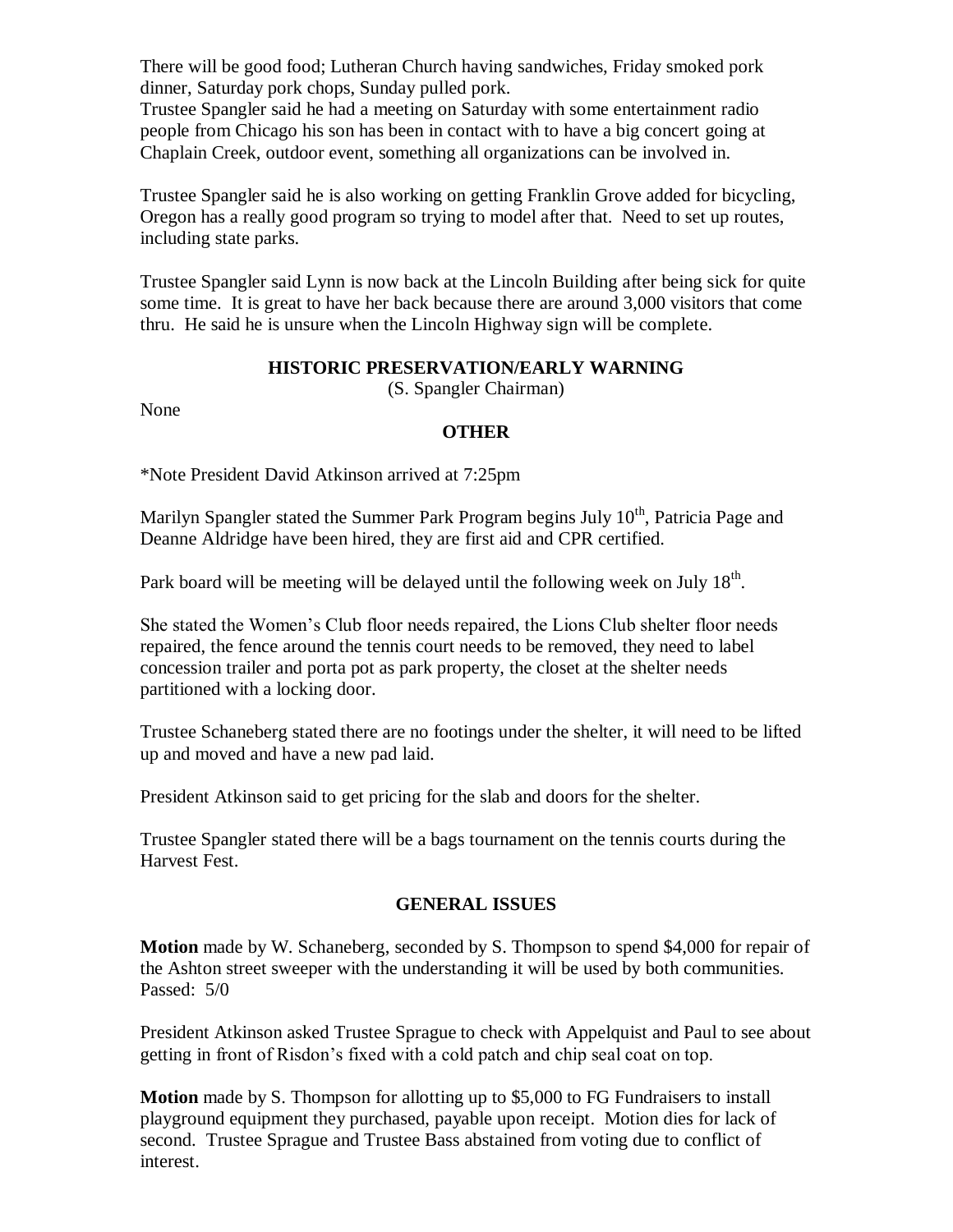There will be good food; Lutheran Church having sandwiches, Friday smoked pork dinner, Saturday pork chops, Sunday pulled pork.
Trustee Spangler said he had a meeting on Saturday with some entertainment radio people from Chicago his son has been in contact with to have a big concert going at Chaplain Creek, outdoor event, something all organizations can be involved in.

Trustee Spangler said he is also working on getting Franklin Grove added for bicycling, Oregon has a really good program so trying to model after that. Need to set up routes, including state parks.

Trustee Spangler said Lynn is now back at the Lincoln Building after being sick for quite some time. It is great to have her back because there are around 3,000 visitors that come thru. He said he is unsure when the Lincoln Highway sign will be complete.

**HISTORIC PRESERVATION/EARLY WARNING**
(S. Spangler Chairman)

None

**OTHER**

*Note President David Atkinson arrived at 7:25pm

Marilyn Spangler stated the Summer Park Program begins July 10th, Patricia Page and Deanne Aldridge have been hired, they are first aid and CPR certified.

Park board will be meeting will be delayed until the following week on July 18th.

She stated the Women's Club floor needs repaired, the Lions Club shelter floor needs repaired, the fence around the tennis court needs to be removed, they need to label concession trailer and porta pot as park property, the closet at the shelter needs partitioned with a locking door.

Trustee Schaneberg stated there are no footings under the shelter, it will need to be lifted up and moved and have a new pad laid.

President Atkinson said to get pricing for the slab and doors for the shelter.

Trustee Spangler stated there will be a bags tournament on the tennis courts during the Harvest Fest.

**GENERAL ISSUES**

**Motion** made by W. Schaneberg, seconded by S. Thompson to spend $4,000 for repair of the Ashton street sweeper with the understanding it will be used by both communities. Passed: 5/0

President Atkinson asked Trustee Sprague to check with Appelquist and Paul to see about getting in front of Risdon's fixed with a cold patch and chip seal coat on top.

**Motion** made by S. Thompson for allotting up to $5,000 to FG Fundraisers to install playground equipment they purchased, payable upon receipt. Motion dies for lack of second. Trustee Sprague and Trustee Bass abstained from voting due to conflict of interest.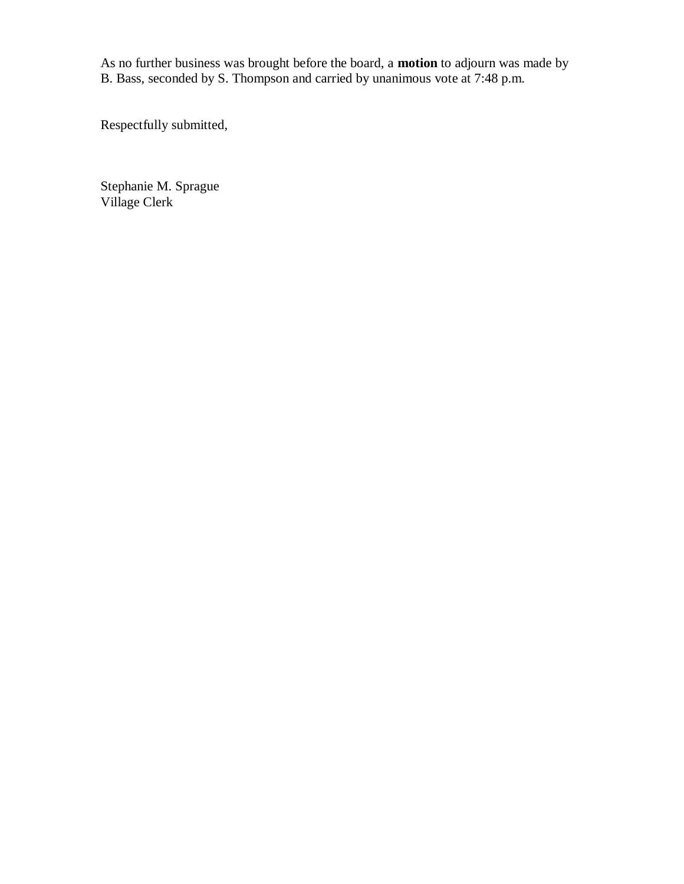As no further business was brought before the board, a **motion** to adjourn was made by B. Bass, seconded by S. Thompson and carried by unanimous vote at 7:48 p.m.

Respectfully submitted,

Stephanie M. Sprague
Village Clerk